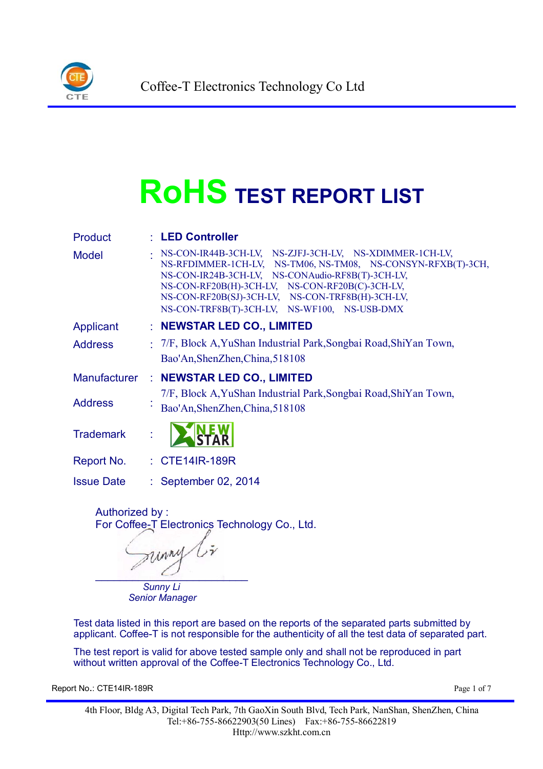Coffee-T Electronics Technology Co Ltd

# RoHS TEST REPORT LIST

| | | |
|---|---|---|
| Product | : | **LED Controller** |
| Model | : | NS-CON-IR44B-3CH-LV, NS-ZJFJ-3CH-LV, NS-XDIMMER-1CH-LV, NS-RFDIMMER-1CH-LV, NS-TM06, NS-TM08, NS-CONSYN-RFXB(T)-3CH, NS-CON-IR24B-3CH-LV, NS-CONAudio-RF8B(T)-3CH-LV, NS-CON-RF20B(H)-3CH-LV, NS-CON-RF20B(C)-3CH-LV, NS-CON-RF20B(SJ)-3CH-LV, NS-CON-TRF8B(H)-3CH-LV, NS-CON-TRF8B(T)-3CH-LV, NS-WF100, NS-USB-DMX |
| Applicant | : | **NEWSTAR LED CO., LIMITED** |
| Address | : | 7/F, Block A,YuShan Industrial Park,Songbai Road,ShiYan Town, Bao'An,ShenZhen,China,518108 |
| Manufacturer | : | **NEWSTAR LED CO., LIMITED** |
| Address | : | 7/F, Block A,YuShan Industrial Park,Songbai Road,ShiYan Town, Bao'An,ShenZhen,China,518108 |
| Trademark | : | NEW STAR |
| Report No. | : | CTE14IR-189R |
| Issue Date | : | September 02, 2014 |

Authorized by :
For Coffee-T Electronics Technology Co., Ltd.

*Sunny Li*
*Senior Manager*

Test data listed in this report are based on the reports of the separated parts submitted by applicant. Coffee-T is not responsible for the authenticity of all the test data of separated part.

The test report is valid for above tested sample only and shall not be reproduced in part without written approval of the Coffee-T Electronics Technology Co., Ltd.

4th Floor, Bldg A3, Digital Tech Park, 7th GaoXin South Blvd, Tech Park, NanShan, ShenZhen, China
Tel:+86-755-86622903(50 Lines) Fax:+86-755-86622819
Http://www.szkht.com.cn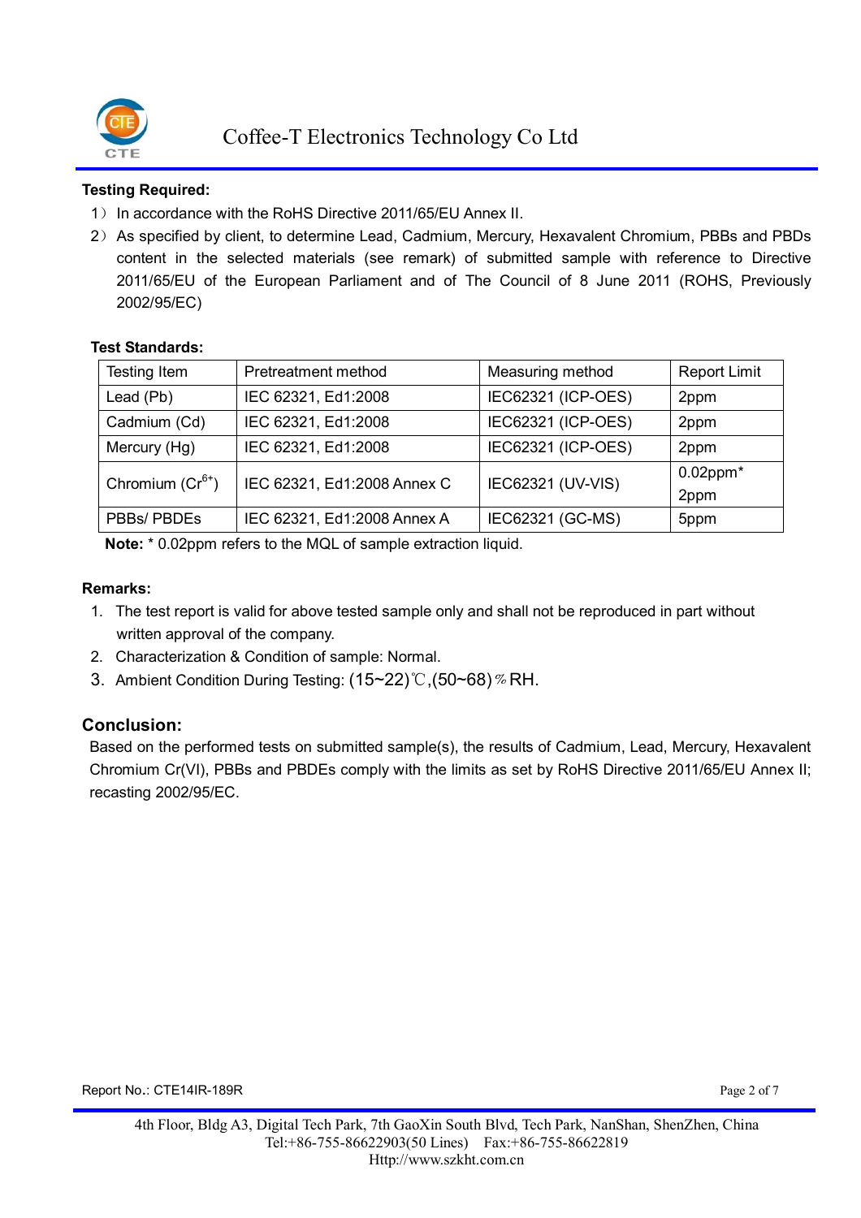**Testing Required:**

1） In accordance with the RoHS Directive 2011/65/EU Annex II.

2） As specified by client, to determine Lead, Cadmium, Mercury, Hexavalent Chromium, PBBs and PBDs content in the selected materials (see remark) of submitted sample with reference to Directive 2011/65/EU of the European Parliament and of The Council of 8 June 2011 (ROHS, Previously 2002/95/EC)

**Test Standards:**

| Testing Item | Pretreatment method | Measuring method | Report Limit |
|---|---|---|---|
| Lead (Pb) | IEC 62321, Ed1:2008 | IEC62321 (ICP-OES) | 2ppm |
| Cadmium (Cd) | IEC 62321, Ed1:2008 | IEC62321 (ICP-OES) | 2ppm |
| Mercury (Hg) | IEC 62321, Ed1:2008 | IEC62321 (ICP-OES) | 2ppm |
| Chromium ($Cr^{6+}$) | IEC 62321, Ed1:2008 Annex C | IEC62321 (UV-VIS) | 0.02ppm* 2ppm |
| PBBs/ PBDEs | IEC 62321, Ed1:2008 Annex A | IEC62321 (GC-MS) | 5ppm |

**Note:** * 0.02ppm refers to the MQL of sample extraction liquid.

**Remarks:**

1. The test report is valid for above tested sample only and shall not be reproduced in part without written approval of the company.
2. Characterization & Condition of sample: Normal.
3. Ambient Condition During Testing: (15~22)℃,(50~68)%RH.

## Conclusion:

Based on the performed tests on submitted sample(s), the results of Cadmium, Lead, Mercury, Hexavalent Chromium Cr(VI), PBBs and PBDEs comply with the limits as set by RoHS Directive 2011/65/EU Annex II; recasting 2002/95/EC.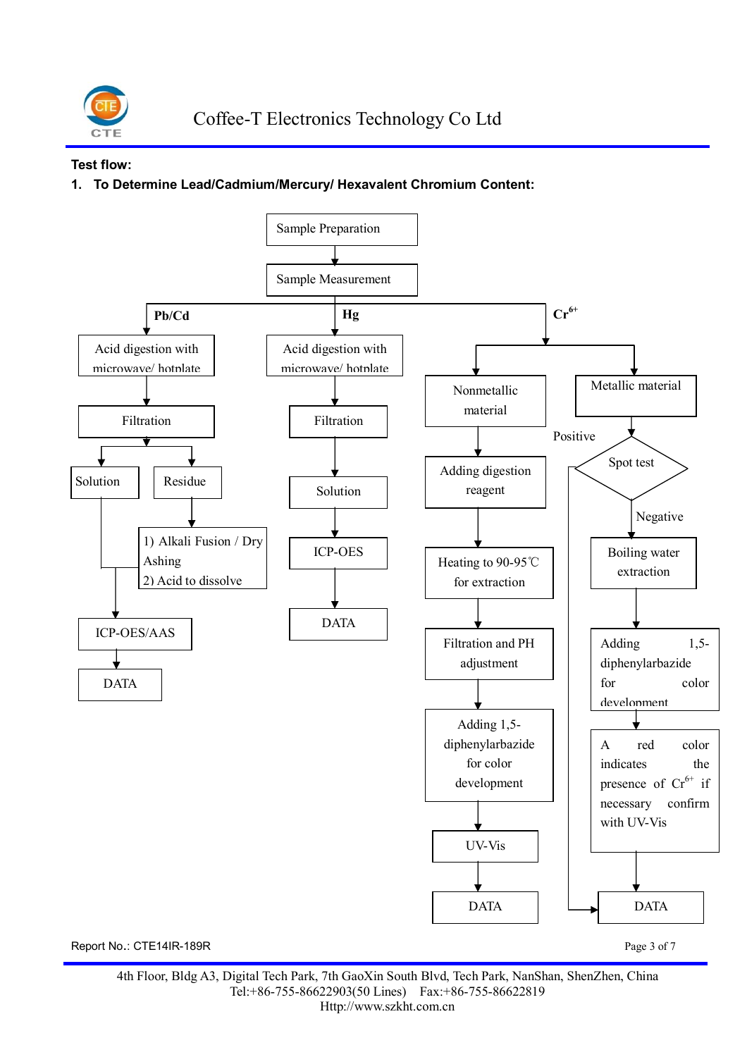**Test flow:**

**1. To Determine Lead/Cadmium/Mercury/ Hexavalent Chromium Content:**

Sample Preparation

Sample Measurement

**Pb/Cd**

Acid digestion with microwave/ hotplate

Filtration

Solution

Residue

1) Alkali Fusion / Dry Ashing
2) Acid to dissolve

ICP-OES/AAS

DATA

**Hg**

Acid digestion with microwave/ hotplate

Filtration

Solution

ICP-OES

DATA

**$Cr^{6+}$**

Nonmetallic material

Adding digestion reagent

Heating to 90-95℃ for extraction

Filtration and PH adjustment

Adding 1,5-diphenylarbazide for color development

UV-Vis

DATA

Metallic material

Spot test

Positive

Negative

Boiling water extraction

Adding 1,5-diphenylarbazide for color development

A red color indicates the presence of $Cr^{6+}$ if necessary confirm with UV-Vis

DATA

Report No.: CTE14IR-189R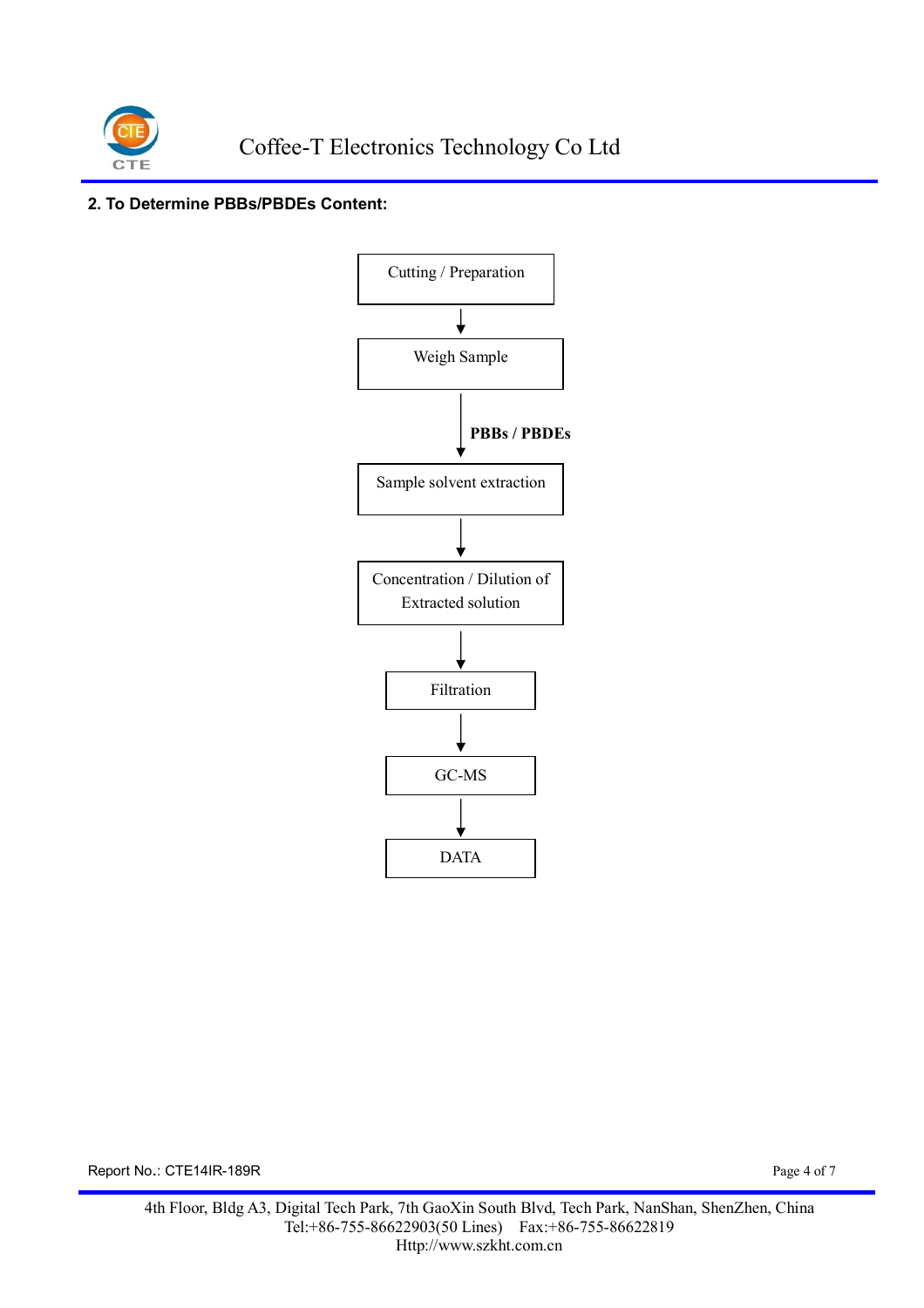## 2. To Determine PBBs/PBDEs Content:

Cutting / Preparation

↓

Weigh Sample

↓ **PBBs / PBDEs**

Sample solvent extraction

↓

Concentration / Dilution of Extracted solution

↓

Filtration

↓

GC-MS

↓

DATA

Report No.: CTE14IR-189R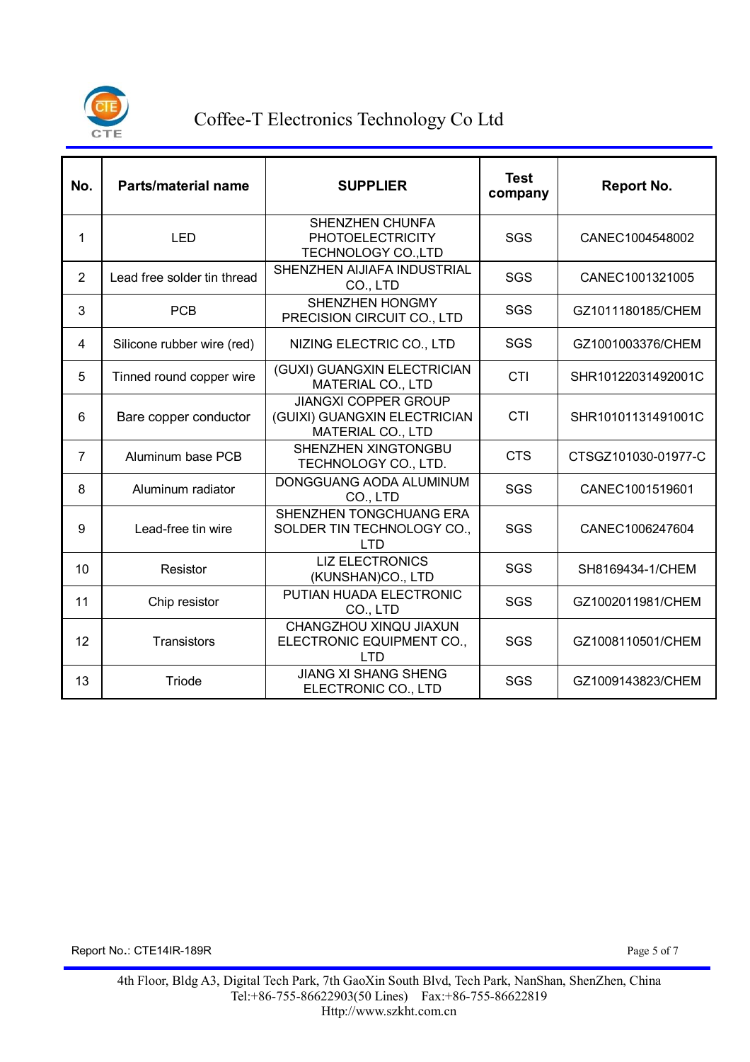| No. | Parts/material name | SUPPLIER | Test company | Report No. |
|---|---|---|---|---|
| 1 | LED | SHENZHEN CHUNFA PHOTOELECTRICITY TECHNOLOGY CO.,LTD | SGS | CANEC1004548002 |
| 2 | Lead free solder tin thread | SHENZHEN AIJIAFA INDUSTRIAL CO., LTD | SGS | CANEC1001321005 |
| 3 | PCB | SHENZHEN HONGMY PRECISION CIRCUIT CO., LTD | SGS | GZ1011180185/CHEM |
| 4 | Silicone rubber wire (red) | NIZING ELECTRIC CO., LTD | SGS | GZ1001003376/CHEM |
| 5 | Tinned round copper wire | (GUXI) GUANGXIN ELECTRICIAN MATERIAL CO., LTD | CTI | SHR10122031492001C |
| 6 | Bare copper conductor | JIANGXI COPPER GROUP (GUIXI) GUANGXIN ELECTRICIAN MATERIAL CO., LTD | CTI | SHR10101131491001C |
| 7 | Aluminum base PCB | SHENZHEN XINGTONGBU TECHNOLOGY CO., LTD. | CTS | CTSGZ101030-01977-C |
| 8 | Aluminum radiator | DONGGUANG AODA ALUMINUM CO., LTD | SGS | CANEC1001519601 |
| 9 | Lead-free tin wire | SHENZHEN TONGCHUANG ERA SOLDER TIN TECHNOLOGY CO., LTD | SGS | CANEC1006247604 |
| 10 | Resistor | LIZ ELECTRONICS (KUNSHAN)CO., LTD | SGS | SH8169434-1/CHEM |
| 11 | Chip resistor | PUTIAN HUADA ELECTRONIC CO., LTD | SGS | GZ1002011981/CHEM |
| 12 | Transistors | CHANGZHOU XINQU JIAXUN ELECTRONIC EQUIPMENT CO., LTD | SGS | GZ1008110501/CHEM |
| 13 | Triode | JIANG XI SHANG SHENG ELECTRONIC CO., LTD | SGS | GZ1009143823/CHEM |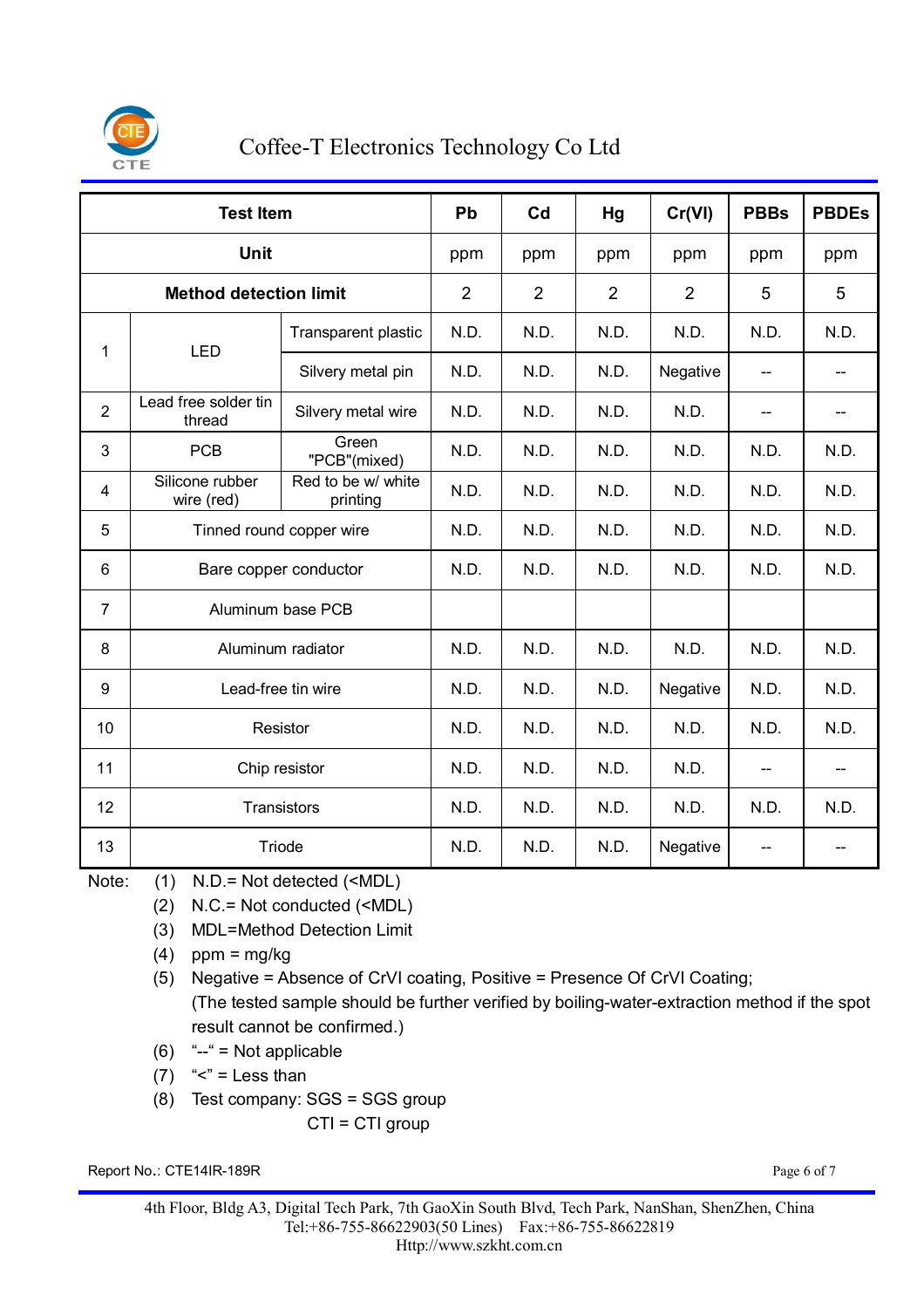| Test Item | | | Pb | Cd | Hg | Cr(VI) | PBBs | PBDEs |
|---|---|---|---|---|---|---|---|---|
| Unit | | | ppm | ppm | ppm | ppm | ppm | ppm |
| Method detection limit | | | 2 | 2 | 2 | 2 | 5 | 5 |
| 1 | LED | Transparent plastic | N.D. | N.D. | N.D. | N.D. | N.D. | N.D. |
| | | Silvery metal pin | N.D. | N.D. | N.D. | Negative | -- | -- |
| 2 | Lead free solder tin thread | Silvery metal wire | N.D. | N.D. | N.D. | N.D. | -- | -- |
| 3 | PCB | Green "PCB"(mixed) | N.D. | N.D. | N.D. | N.D. | N.D. | N.D. |
| 4 | Silicone rubber wire (red) | Red to be w/ white printing | N.D. | N.D. | N.D. | N.D. | N.D. | N.D. |
| 5 | Tinned round copper wire | | N.D. | N.D. | N.D. | N.D. | N.D. | N.D. |
| 6 | Bare copper conductor | | N.D. | N.D. | N.D. | N.D. | N.D. | N.D. |
| 7 | Aluminum base PCB | | | | | | | |
| 8 | Aluminum radiator | | N.D. | N.D. | N.D. | N.D. | N.D. | N.D. |
| 9 | Lead-free tin wire | | N.D. | N.D. | N.D. | Negative | N.D. | N.D. |
| 10 | Resistor | | N.D. | N.D. | N.D. | N.D. | N.D. | N.D. |
| 11 | Chip resistor | | N.D. | N.D. | N.D. | N.D. | -- | -- |
| 12 | Transistors | | N.D. | N.D. | N.D. | N.D. | N.D. | N.D. |
| 13 | Triode | | N.D. | N.D. | N.D. | Negative | -- | -- |

Note:
(1) N.D.= Not detected (<MDL)
(2) N.C.= Not conducted (<MDL)
(3) MDL=Method Detection Limit
(4) ppm = mg/kg
(5) Negative = Absence of CrVI coating, Positive = Presence Of CrVI Coating;
(The tested sample should be further verified by boiling-water-extraction method if the spot result cannot be confirmed.)
(6) "--" = Not applicable
(7) "<" = Less than
(8) Test company: SGS = SGS group
CTI = CTI group

Report No.: CTE14IR-189R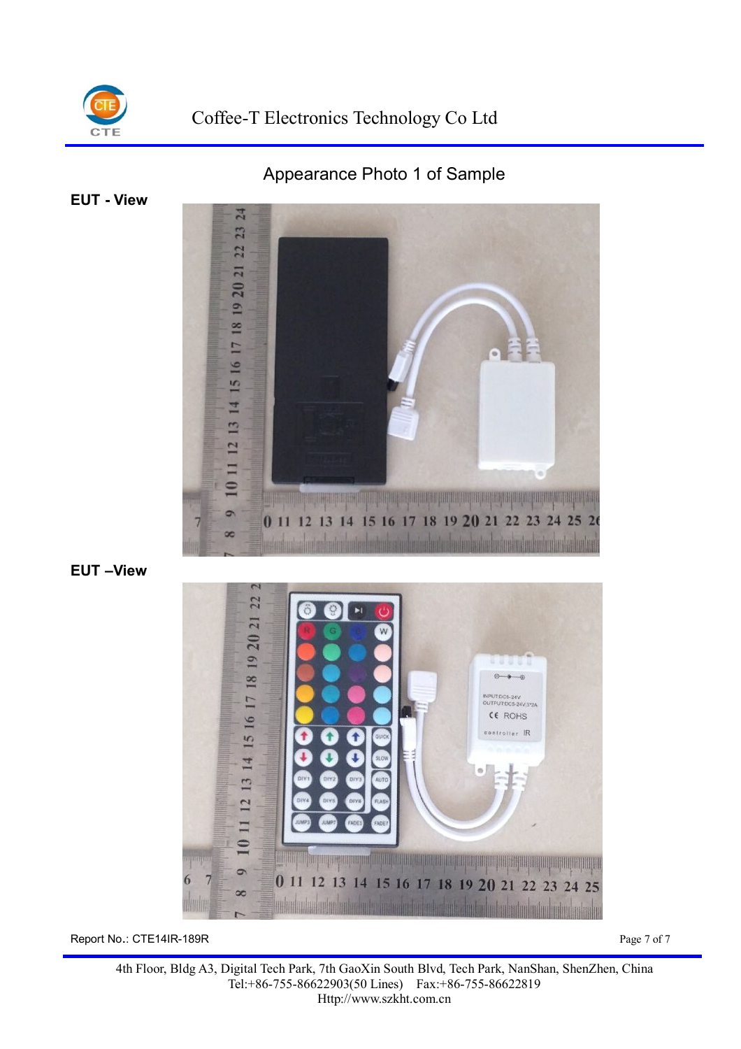## Appearance Photo 1 of Sample

**EUT - View**

**EUT –View**